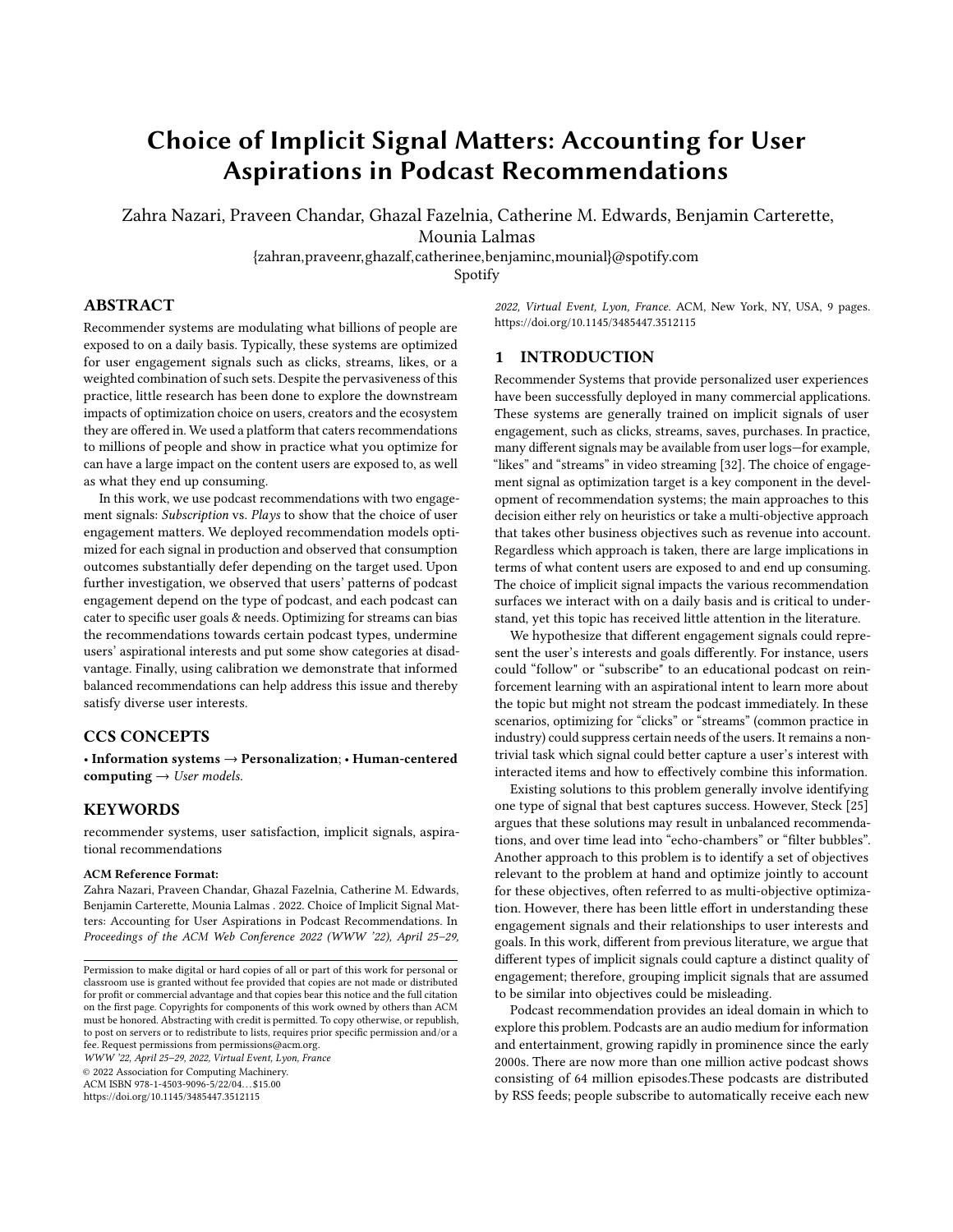# Choice of Implicit Signal Matters: Accounting for User Aspirations in Podcast Recommendations

Zahra Nazari, Praveen Chandar, Ghazal Fazelnia, Catherine M. Edwards, Benjamin Carterette, Mounia Lalmas

{zahran,praveenr,ghazalf,catherinee,benjaminc,mounial}@spotify.com

Spotify

## ABSTRACT

Recommender systems are modulating what billions of people are exposed to on a daily basis. Typically, these systems are optimized for user engagement signals such as clicks, streams, likes, or a weighted combination of such sets. Despite the pervasiveness of this practice, little research has been done to explore the downstream impacts of optimization choice on users, creators and the ecosystem they are offered in. We used a platform that caters recommendations to millions of people and show in practice what you optimize for can have a large impact on the content users are exposed to, as well as what they end up consuming.

In this work, we use podcast recommendations with two engagement signals: *Subscription* vs. *Plays* to show that the choice of user engagement matters. We deployed recommendation models optimized for each signal in production and observed that consumption outcomes substantially defer depending on the target used. Upon further investigation, we observed that users' patterns of podcast engagement depend on the type of podcast, and each podcast can cater to specific user goals & needs. Optimizing for streams can bias the recommendations towards certain podcast types, undermine users' aspirational interests and put some show categories at disadvantage. Finally, using calibration we demonstrate that informed balanced recommendations can help address this issue and thereby satisfy diverse user interests.

## CCS CONCEPTS

• **Information systems** → **Personalization**; • **Human-centered computing** → *User models.*

## KEYWORDS

recommender systems, user satisfaction, implicit signals, aspirational recommendations

**ACM Reference Format:**

Zahra Nazari, Praveen Chandar, Ghazal Fazelnia, Catherine M. Edwards, Benjamin Carterette, Mounia Lalmas . 2022. Choice of Implicit Signal Matters: Accounting for User Aspirations in Podcast Recommendations. In *Proceedings of the ACM Web Conference 2022 (WWW '22), April 25–29, 2022, Virtual Event, Lyon, France.* ACM, New York, NY, USA, 9 pages. https://doi.org/10.1145/3485447.3512115

Permission to make digital or hard copies of all or part of this work for personal or classroom use is granted without fee provided that copies are not made or distributed for profit or commercial advantage and that copies bear this notice and the full citation on the first page. Copyrights for components of this work owned by others than ACM must be honored. Abstracting with credit is permitted. To copy otherwise, or republish, to post on servers or to redistribute to lists, requires prior specific permission and/or a fee. Request permissions from permissions@acm.org.

*WWW '22, April 25–29, 2022, Virtual Event, Lyon, France*

© 2022 Association for Computing Machinery.

ACM ISBN 978-1-4503-9096-5/22/04…$15.00

https://doi.org/10.1145/3485447.3512115

## 1 INTRODUCTION

Recommender Systems that provide personalized user experiences have been successfully deployed in many commercial applications. These systems are generally trained on implicit signals of user engagement, such as clicks, streams, saves, purchases. In practice, many different signals may be available from user logs—for example, "likes" and "streams" in video streaming [32]. The choice of engagement signal as optimization target is a key component in the development of recommendation systems; the main approaches to this decision either rely on heuristics or take a multi-objective approach that takes other business objectives such as revenue into account. Regardless which approach is taken, there are large implications in terms of what content users are exposed to and end up consuming. The choice of implicit signal impacts the various recommendation surfaces we interact with on a daily basis and is critical to understand, yet this topic has received little attention in the literature.

We hypothesize that different engagement signals could represent the user's interests and goals differently. For instance, users could "follow" or "subscribe" to an educational podcast on reinforcement learning with an aspirational intent to learn more about the topic but might not stream the podcast immediately. In these scenarios, optimizing for "clicks" or "streams" (common practice in industry) could suppress certain needs of the users. It remains a non-trivial task which signal could better capture a user's interest with interacted items and how to effectively combine this information.

Existing solutions to this problem generally involve identifying one type of signal that best captures success. However, Steck [25] argues that these solutions may result in unbalanced recommendations, and over time lead into "echo-chambers" or "filter bubbles". Another approach to this problem is to identify a set of objectives relevant to the problem at hand and optimize jointly to account for these objectives, often referred to as multi-objective optimization. However, there has been little effort in understanding these engagement signals and their relationships to user interests and goals. In this work, different from previous literature, we argue that different types of implicit signals could capture a distinct quality of engagement; therefore, grouping implicit signals that are assumed to be similar into objectives could be misleading.

Podcast recommendation provides an ideal domain in which to explore this problem. Podcasts are an audio medium for information and entertainment, growing rapidly in prominence since the early 2000s. There are now more than one million active podcast shows consisting of 64 million episodes.These podcasts are distributed by RSS feeds; people subscribe to automatically receive each new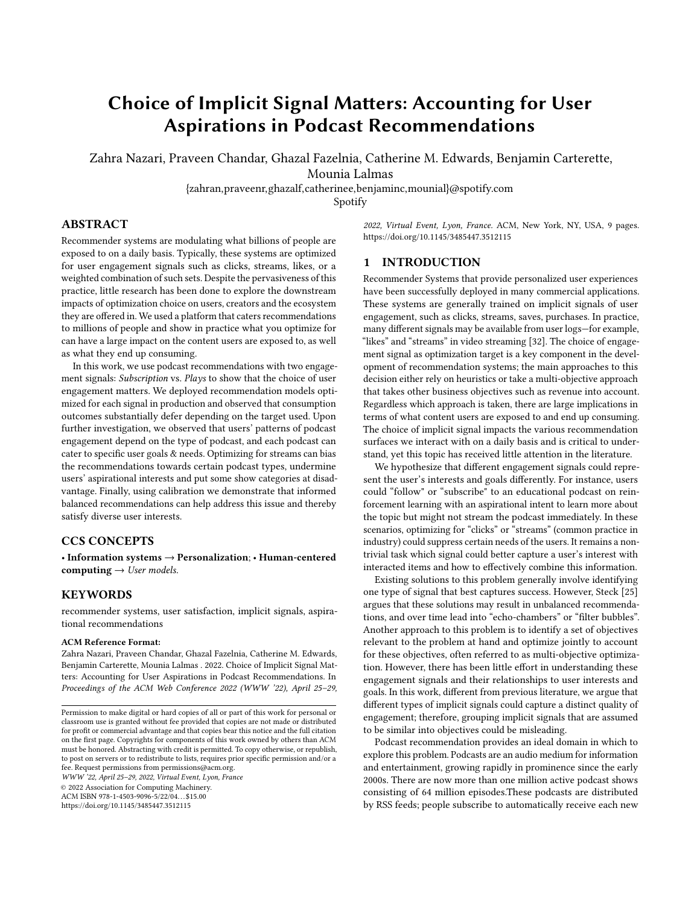# Choice of Implicit Signal Matters: Accounting for User Aspirations in Podcast Recommendations

Zahra Nazari, Praveen Chandar, Ghazal Fazelnia, Catherine M. Edwards, Benjamin Carterette, Mounia Lalmas

{zahran,praveenr,ghazalf,catherinee,benjaminc,mounial}@spotify.com

Spotify

## ABSTRACT

Recommender systems are modulating what billions of people are exposed to on a daily basis. Typically, these systems are optimized for user engagement signals such as clicks, streams, likes, or a weighted combination of such sets. Despite the pervasiveness of this practice, little research has been done to explore the downstream impacts of optimization choice on users, creators and the ecosystem they are offered in. We used a platform that caters recommendations to millions of people and show in practice what you optimize for can have a large impact on the content users are exposed to, as well as what they end up consuming.

In this work, we use podcast recommendations with two engagement signals: *Subscription* vs. *Plays* to show that the choice of user engagement matters. We deployed recommendation models optimized for each signal in production and observed that consumption outcomes substantially defer depending on the target used. Upon further investigation, we observed that users' patterns of podcast engagement depend on the type of podcast, and each podcast can cater to specific user goals & needs. Optimizing for streams can bias the recommendations towards certain podcast types, undermine users' aspirational interests and put some show categories at disadvantage. Finally, using calibration we demonstrate that informed balanced recommendations can help address this issue and thereby satisfy diverse user interests.

## CCS CONCEPTS

• **Information systems** → **Personalization**; • **Human-centered computing** → *User models*.

## KEYWORDS

recommender systems, user satisfaction, implicit signals, aspirational recommendations

**ACM Reference Format:**

Zahra Nazari, Praveen Chandar, Ghazal Fazelnia, Catherine M. Edwards, Benjamin Carterette, Mounia Lalmas . 2022. Choice of Implicit Signal Matters: Accounting for User Aspirations in Podcast Recommendations. In *Proceedings of the ACM Web Conference 2022 (WWW '22), April 25–29, 2022, Virtual Event, Lyon, France.* ACM, New York, NY, USA, 9 pages. https://doi.org/10.1145/3485447.3512115

Permission to make digital or hard copies of all or part of this work for personal or classroom use is granted without fee provided that copies are not made or distributed for profit or commercial advantage and that copies bear this notice and the full citation on the first page. Copyrights for components of this work owned by others than ACM must be honored. Abstracting with credit is permitted. To copy otherwise, or republish, to post on servers or to redistribute to lists, requires prior specific permission and/or a fee. Request permissions from permissions@acm.org.

*WWW '22, April 25–29, 2022, Virtual Event, Lyon, France*

© 2022 Association for Computing Machinery.

ACM ISBN 978-1-4503-9096-5/22/04…$15.00

https://doi.org/10.1145/3485447.3512115

## 1 INTRODUCTION

Recommender Systems that provide personalized user experiences have been successfully deployed in many commercial applications. These systems are generally trained on implicit signals of user engagement, such as clicks, streams, saves, purchases. In practice, many different signals may be available from user logs—for example, "likes" and "streams" in video streaming [32]. The choice of engagement signal as optimization target is a key component in the development of recommendation systems; the main approaches to this decision either rely on heuristics or take a multi-objective approach that takes other business objectives such as revenue into account. Regardless which approach is taken, there are large implications in terms of what content users are exposed to and end up consuming. The choice of implicit signal impacts the various recommendation surfaces we interact with on a daily basis and is critical to understand, yet this topic has received little attention in the literature.

We hypothesize that different engagement signals could represent the user's interests and goals differently. For instance, users could "follow" or "subscribe" to an educational podcast on reinforcement learning with an aspirational intent to learn more about the topic but might not stream the podcast immediately. In these scenarios, optimizing for "clicks" or "streams" (common practice in industry) could suppress certain needs of the users. It remains a non-trivial task which signal could better capture a user's interest with interacted items and how to effectively combine this information.

Existing solutions to this problem generally involve identifying one type of signal that best captures success. However, Steck [25] argues that these solutions may result in unbalanced recommendations, and over time lead into "echo-chambers" or "filter bubbles". Another approach to this problem is to identify a set of objectives relevant to the problem at hand and optimize jointly to account for these objectives, often referred to as multi-objective optimization. However, there has been little effort in understanding these engagement signals and their relationships to user interests and goals. In this work, different from previous literature, we argue that different types of implicit signals could capture a distinct quality of engagement; therefore, grouping implicit signals that are assumed to be similar into objectives could be misleading.

Podcast recommendation provides an ideal domain in which to explore this problem. Podcasts are an audio medium for information and entertainment, growing rapidly in prominence since the early 2000s. There are now more than one million active podcast shows consisting of 64 million episodes.These podcasts are distributed by RSS feeds; people subscribe to automatically receive each new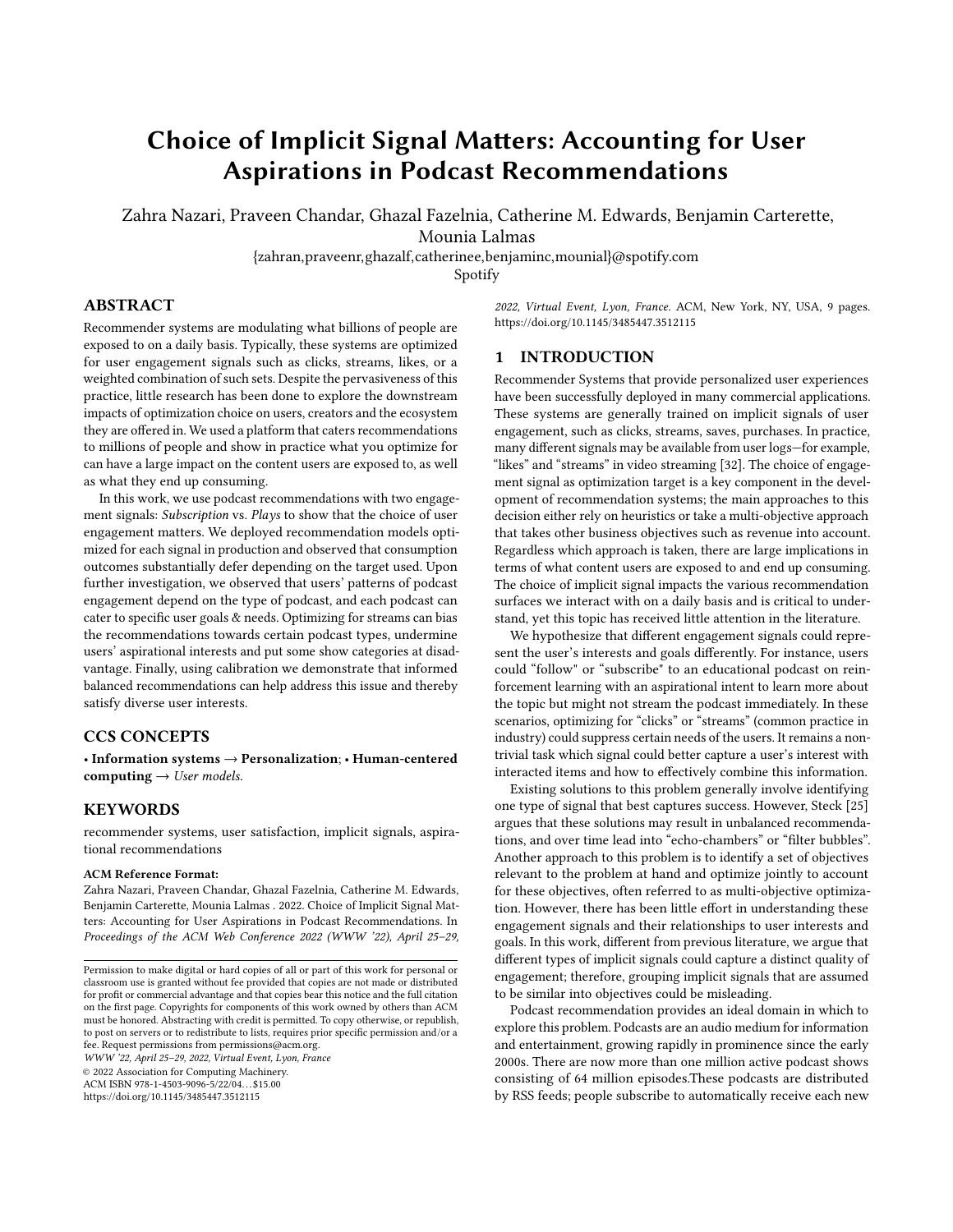# Choice of Implicit Signal Matters: Accounting for User Aspirations in Podcast Recommendations

Zahra Nazari, Praveen Chandar, Ghazal Fazelnia, Catherine M. Edwards, Benjamin Carterette, Mounia Lalmas

{zahran,praveenr,ghazalf,catherinee,benjaminc,mounial}@spotify.com

Spotify

## ABSTRACT

Recommender systems are modulating what billions of people are exposed to on a daily basis. Typically, these systems are optimized for user engagement signals such as clicks, streams, likes, or a weighted combination of such sets. Despite the pervasiveness of this practice, little research has been done to explore the downstream impacts of optimization choice on users, creators and the ecosystem they are offered in. We used a platform that caters recommendations to millions of people and show in practice what you optimize for can have a large impact on the content users are exposed to, as well as what they end up consuming.

In this work, we use podcast recommendations with two engagement signals: *Subscription* vs. *Plays* to show that the choice of user engagement matters. We deployed recommendation models optimized for each signal in production and observed that consumption outcomes substantially defer depending on the target used. Upon further investigation, we observed that users' patterns of podcast engagement depend on the type of podcast, and each podcast can cater to specific user goals & needs. Optimizing for streams can bias the recommendations towards certain podcast types, undermine users' aspirational interests and put some show categories at disadvantage. Finally, using calibration we demonstrate that informed balanced recommendations can help address this issue and thereby satisfy diverse user interests.

## CCS CONCEPTS

• **Information systems** → **Personalization**; • **Human-centered computing** → *User models*.

## KEYWORDS

recommender systems, user satisfaction, implicit signals, aspirational recommendations

**ACM Reference Format:**

Zahra Nazari, Praveen Chandar, Ghazal Fazelnia, Catherine M. Edwards, Benjamin Carterette, Mounia Lalmas . 2022. Choice of Implicit Signal Matters: Accounting for User Aspirations in Podcast Recommendations. In *Proceedings of the ACM Web Conference 2022 (WWW '22), April 25–29, 2022, Virtual Event, Lyon, France.* ACM, New York, NY, USA, 9 pages. https://doi.org/10.1145/3485447.3512115

Permission to make digital or hard copies of all or part of this work for personal or classroom use is granted without fee provided that copies are not made or distributed for profit or commercial advantage and that copies bear this notice and the full citation on the first page. Copyrights for components of this work owned by others than ACM must be honored. Abstracting with credit is permitted. To copy otherwise, or republish, to post on servers or to redistribute to lists, requires prior specific permission and/or a fee. Request permissions from permissions@acm.org.

*WWW '22, April 25–29, 2022, Virtual Event, Lyon, France*

© 2022 Association for Computing Machinery.

ACM ISBN 978-1-4503-9096-5/22/04…$15.00

https://doi.org/10.1145/3485447.3512115

## 1 INTRODUCTION

Recommender Systems that provide personalized user experiences have been successfully deployed in many commercial applications. These systems are generally trained on implicit signals of user engagement, such as clicks, streams, saves, purchases. In practice, many different signals may be available from user logs—for example, "likes" and "streams" in video streaming [32]. The choice of engagement signal as optimization target is a key component in the development of recommendation systems; the main approaches to this decision either rely on heuristics or take a multi-objective approach that takes other business objectives such as revenue into account. Regardless which approach is taken, there are large implications in terms of what content users are exposed to and end up consuming. The choice of implicit signal impacts the various recommendation surfaces we interact with on a daily basis and is critical to understand, yet this topic has received little attention in the literature.

We hypothesize that different engagement signals could represent the user's interests and goals differently. For instance, users could "follow" or "subscribe" to an educational podcast on reinforcement learning with an aspirational intent to learn more about the topic but might not stream the podcast immediately. In these scenarios, optimizing for "clicks" or "streams" (common practice in industry) could suppress certain needs of the users. It remains a non-trivial task which signal could better capture a user's interest with interacted items and how to effectively combine this information.

Existing solutions to this problem generally involve identifying one type of signal that best captures success. However, Steck [25] argues that these solutions may result in unbalanced recommendations, and over time lead into "echo-chambers" or "filter bubbles". Another approach to this problem is to identify a set of objectives relevant to the problem at hand and optimize jointly to account for these objectives, often referred to as multi-objective optimization. However, there has been little effort in understanding these engagement signals and their relationships to user interests and goals. In this work, different from previous literature, we argue that different types of implicit signals could capture a distinct quality of engagement; therefore, grouping implicit signals that are assumed to be similar into objectives could be misleading.

Podcast recommendation provides an ideal domain in which to explore this problem. Podcasts are an audio medium for information and entertainment, growing rapidly in prominence since the early 2000s. There are now more than one million active podcast shows consisting of 64 million episodes.These podcasts are distributed by RSS feeds; people subscribe to automatically receive each new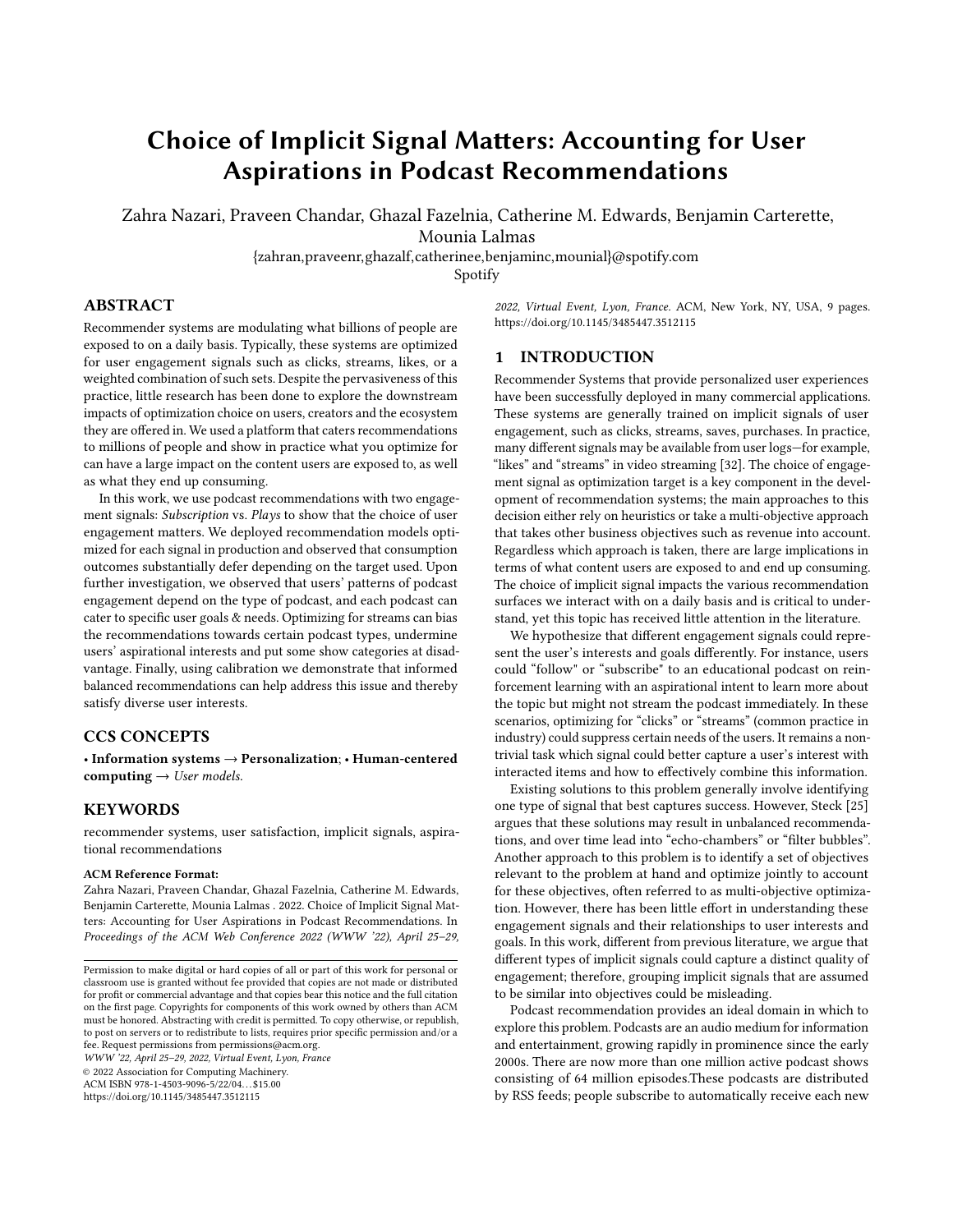# Choice of Implicit Signal Matters: Accounting for User Aspirations in Podcast Recommendations

Zahra Nazari, Praveen Chandar, Ghazal Fazelnia, Catherine M. Edwards, Benjamin Carterette, Mounia Lalmas

{zahran,praveenr,ghazalf,catherinee,benjaminc,mounial}@spotify.com

Spotify

## ABSTRACT

Recommender systems are modulating what billions of people are exposed to on a daily basis. Typically, these systems are optimized for user engagement signals such as clicks, streams, likes, or a weighted combination of such sets. Despite the pervasiveness of this practice, little research has been done to explore the downstream impacts of optimization choice on users, creators and the ecosystem they are offered in. We used a platform that caters recommendations to millions of people and show in practice what you optimize for can have a large impact on the content users are exposed to, as well as what they end up consuming.

In this work, we use podcast recommendations with two engagement signals: *Subscription* vs. *Plays* to show that the choice of user engagement matters. We deployed recommendation models optimized for each signal in production and observed that consumption outcomes substantially defer depending on the target used. Upon further investigation, we observed that users' patterns of podcast engagement depend on the type of podcast, and each podcast can cater to specific user goals & needs. Optimizing for streams can bias the recommendations towards certain podcast types, undermine users' aspirational interests and put some show categories at disadvantage. Finally, using calibration we demonstrate that informed balanced recommendations can help address this issue and thereby satisfy diverse user interests.

## CCS CONCEPTS

• **Information systems** → **Personalization**; • **Human-centered computing** → *User models*.

## KEYWORDS

recommender systems, user satisfaction, implicit signals, aspirational recommendations

**ACM Reference Format:**

Zahra Nazari, Praveen Chandar, Ghazal Fazelnia, Catherine M. Edwards, Benjamin Carterette, Mounia Lalmas . 2022. Choice of Implicit Signal Matters: Accounting for User Aspirations in Podcast Recommendations. In *Proceedings of the ACM Web Conference 2022 (WWW '22), April 25–29, 2022, Virtual Event, Lyon, France.* ACM, New York, NY, USA, 9 pages. https://doi.org/10.1145/3485447.3512115

Permission to make digital or hard copies of all or part of this work for personal or classroom use is granted without fee provided that copies are not made or distributed for profit or commercial advantage and that copies bear this notice and the full citation on the first page. Copyrights for components of this work owned by others than ACM must be honored. Abstracting with credit is permitted. To copy otherwise, or republish, to post on servers or to redistribute to lists, requires prior specific permission and/or a fee. Request permissions from permissions@acm.org.

*WWW '22, April 25–29, 2022, Virtual Event, Lyon, France*

© 2022 Association for Computing Machinery.

ACM ISBN 978-1-4503-9096-5/22/04…$15.00

https://doi.org/10.1145/3485447.3512115

## 1 INTRODUCTION

Recommender Systems that provide personalized user experiences have been successfully deployed in many commercial applications. These systems are generally trained on implicit signals of user engagement, such as clicks, streams, saves, purchases. In practice, many different signals may be available from user logs—for example, "likes" and "streams" in video streaming [32]. The choice of engagement signal as optimization target is a key component in the development of recommendation systems; the main approaches to this decision either rely on heuristics or take a multi-objective approach that takes other business objectives such as revenue into account. Regardless which approach is taken, there are large implications in terms of what content users are exposed to and end up consuming. The choice of implicit signal impacts the various recommendation surfaces we interact with on a daily basis and is critical to understand, yet this topic has received little attention in the literature.

We hypothesize that different engagement signals could represent the user's interests and goals differently. For instance, users could "follow" or "subscribe" to an educational podcast on reinforcement learning with an aspirational intent to learn more about the topic but might not stream the podcast immediately. In these scenarios, optimizing for "clicks" or "streams" (common practice in industry) could suppress certain needs of the users. It remains a non-trivial task which signal could better capture a user's interest with interacted items and how to effectively combine this information.

Existing solutions to this problem generally involve identifying one type of signal that best captures success. However, Steck [25] argues that these solutions may result in unbalanced recommendations, and over time lead into "echo-chambers" or "filter bubbles". Another approach to this problem is to identify a set of objectives relevant to the problem at hand and optimize jointly to account for these objectives, often referred to as multi-objective optimization. However, there has been little effort in understanding these engagement signals and their relationships to user interests and goals. In this work, different from previous literature, we argue that different types of implicit signals could capture a distinct quality of engagement; therefore, grouping implicit signals that are assumed to be similar into objectives could be misleading.

Podcast recommendation provides an ideal domain in which to explore this problem. Podcasts are an audio medium for information and entertainment, growing rapidly in prominence since the early 2000s. There are now more than one million active podcast shows consisting of 64 million episodes.These podcasts are distributed by RSS feeds; people subscribe to automatically receive each new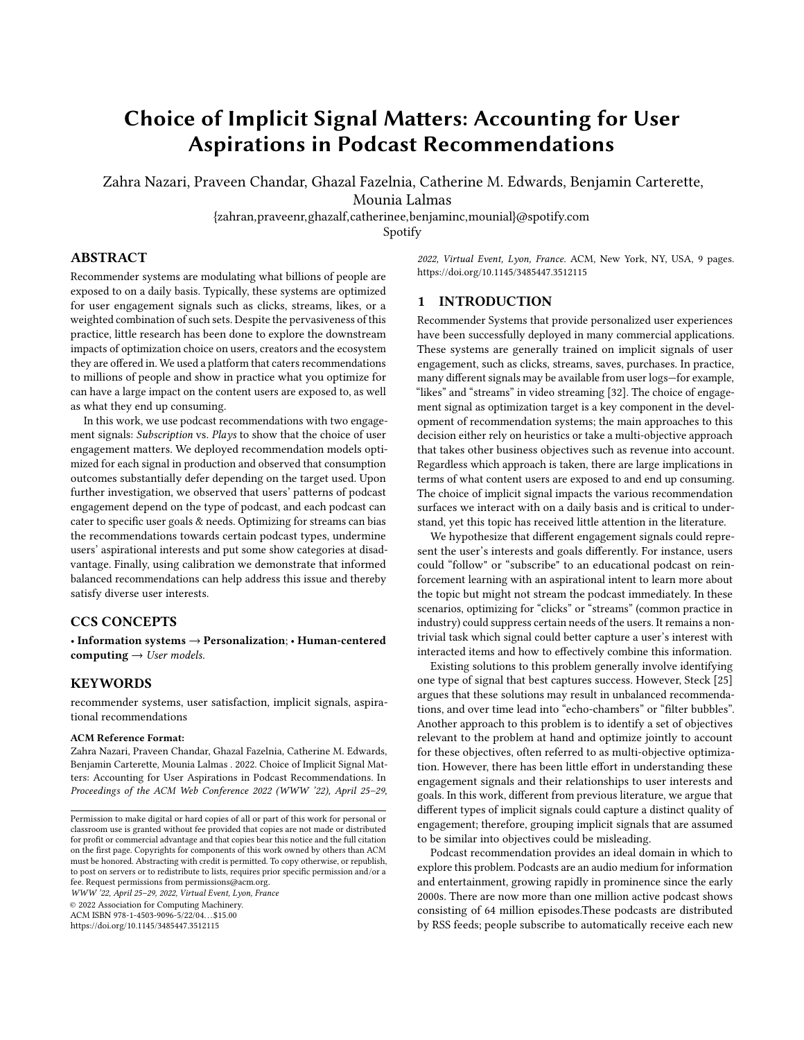# Choice of Implicit Signal Matters: Accounting for User Aspirations in Podcast Recommendations

Zahra Nazari, Praveen Chandar, Ghazal Fazelnia, Catherine M. Edwards, Benjamin Carterette, Mounia Lalmas

{zahran,praveenr,ghazalf,catherinee,benjaminc,mounial}@spotify.com

Spotify

## ABSTRACT

Recommender systems are modulating what billions of people are exposed to on a daily basis. Typically, these systems are optimized for user engagement signals such as clicks, streams, likes, or a weighted combination of such sets. Despite the pervasiveness of this practice, little research has been done to explore the downstream impacts of optimization choice on users, creators and the ecosystem they are offered in. We used a platform that caters recommendations to millions of people and show in practice what you optimize for can have a large impact on the content users are exposed to, as well as what they end up consuming.

In this work, we use podcast recommendations with two engagement signals: *Subscription* vs. *Plays* to show that the choice of user engagement matters. We deployed recommendation models optimized for each signal in production and observed that consumption outcomes substantially defer depending on the target used. Upon further investigation, we observed that users' patterns of podcast engagement depend on the type of podcast, and each podcast can cater to specific user goals & needs. Optimizing for streams can bias the recommendations towards certain podcast types, undermine users' aspirational interests and put some show categories at disadvantage. Finally, using calibration we demonstrate that informed balanced recommendations can help address this issue and thereby satisfy diverse user interests.

## CCS CONCEPTS

• **Information systems** → **Personalization**; • **Human-centered computing** → *User models.*

## KEYWORDS

recommender systems, user satisfaction, implicit signals, aspirational recommendations

**ACM Reference Format:**

Zahra Nazari, Praveen Chandar, Ghazal Fazelnia, Catherine M. Edwards, Benjamin Carterette, Mounia Lalmas . 2022. Choice of Implicit Signal Matters: Accounting for User Aspirations in Podcast Recommendations. In *Proceedings of the ACM Web Conference 2022 (WWW '22), April 25–29, 2022, Virtual Event, Lyon, France.* ACM, New York, NY, USA, 9 pages. https://doi.org/10.1145/3485447.3512115

Permission to make digital or hard copies of all or part of this work for personal or classroom use is granted without fee provided that copies are not made or distributed for profit or commercial advantage and that copies bear this notice and the full citation on the first page. Copyrights for components of this work owned by others than ACM must be honored. Abstracting with credit is permitted. To copy otherwise, or republish, to post on servers or to redistribute to lists, requires prior specific permission and/or a fee. Request permissions from permissions@acm.org.

*WWW '22, April 25–29, 2022, Virtual Event, Lyon, France*

© 2022 Association for Computing Machinery.

ACM ISBN 978-1-4503-9096-5/22/04…$15.00

https://doi.org/10.1145/3485447.3512115

## 1 INTRODUCTION

Recommender Systems that provide personalized user experiences have been successfully deployed in many commercial applications. These systems are generally trained on implicit signals of user engagement, such as clicks, streams, saves, purchases. In practice, many different signals may be available from user logs—for example, "likes" and "streams" in video streaming [32]. The choice of engagement signal as optimization target is a key component in the development of recommendation systems; the main approaches to this decision either rely on heuristics or take a multi-objective approach that takes other business objectives such as revenue into account. Regardless which approach is taken, there are large implications in terms of what content users are exposed to and end up consuming. The choice of implicit signal impacts the various recommendation surfaces we interact with on a daily basis and is critical to understand, yet this topic has received little attention in the literature.

We hypothesize that different engagement signals could represent the user's interests and goals differently. For instance, users could "follow" or "subscribe" to an educational podcast on reinforcement learning with an aspirational intent to learn more about the topic but might not stream the podcast immediately. In these scenarios, optimizing for "clicks" or "streams" (common practice in industry) could suppress certain needs of the users. It remains a non-trivial task which signal could better capture a user's interest with interacted items and how to effectively combine this information.

Existing solutions to this problem generally involve identifying one type of signal that best captures success. However, Steck [25] argues that these solutions may result in unbalanced recommendations, and over time lead into "echo-chambers" or "filter bubbles". Another approach to this problem is to identify a set of objectives relevant to the problem at hand and optimize jointly to account for these objectives, often referred to as multi-objective optimization. However, there has been little effort in understanding these engagement signals and their relationships to user interests and goals. In this work, different from previous literature, we argue that different types of implicit signals could capture a distinct quality of engagement; therefore, grouping implicit signals that are assumed to be similar into objectives could be misleading.

Podcast recommendation provides an ideal domain in which to explore this problem. Podcasts are an audio medium for information and entertainment, growing rapidly in prominence since the early 2000s. There are now more than one million active podcast shows consisting of 64 million episodes.These podcasts are distributed by RSS feeds; people subscribe to automatically receive each new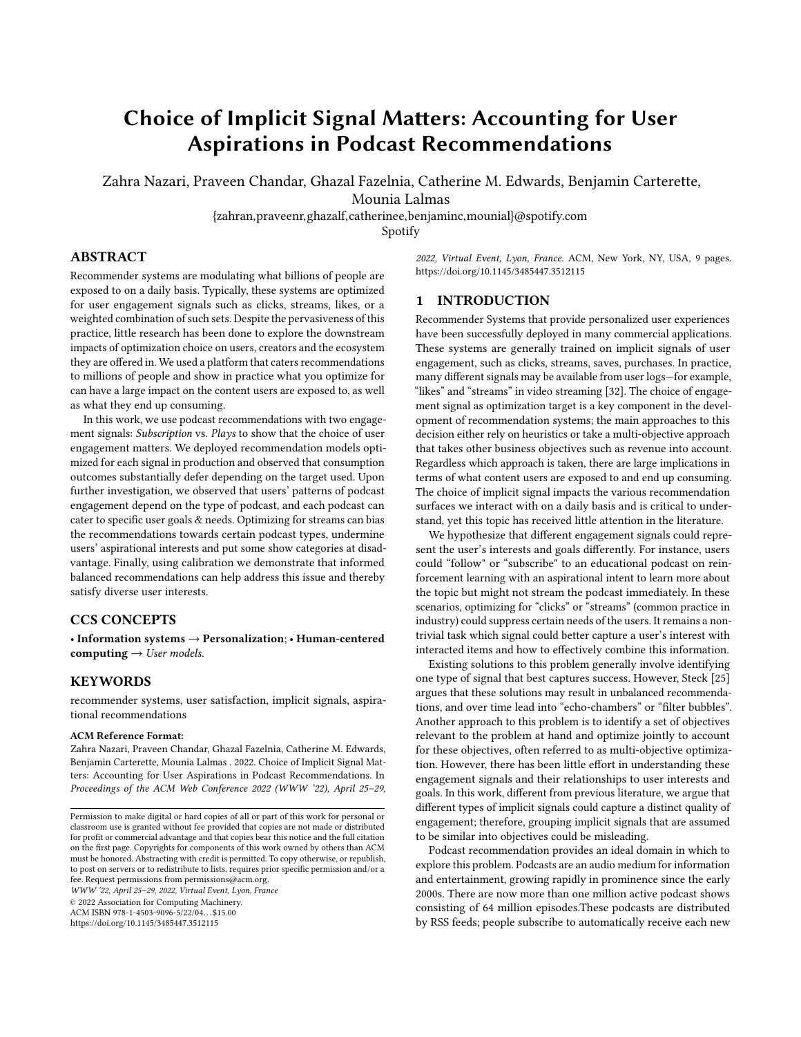# Choice of Implicit Signal Matters: Accounting for User Aspirations in Podcast Recommendations

Zahra Nazari, Praveen Chandar, Ghazal Fazelnia, Catherine M. Edwards, Benjamin Carterette, Mounia Lalmas

{zahran,praveenr,ghazalf,catherinee,benjaminc,mounial}@spotify.com

Spotify

## ABSTRACT

Recommender systems are modulating what billions of people are exposed to on a daily basis. Typically, these systems are optimized for user engagement signals such as clicks, streams, likes, or a weighted combination of such sets. Despite the pervasiveness of this practice, little research has been done to explore the downstream impacts of optimization choice on users, creators and the ecosystem they are offered in. We used a platform that caters recommendations to millions of people and show in practice what you optimize for can have a large impact on the content users are exposed to, as well as what they end up consuming.

In this work, we use podcast recommendations with two engagement signals: *Subscription* vs. *Plays* to show that the choice of user engagement matters. We deployed recommendation models optimized for each signal in production and observed that consumption outcomes substantially defer depending on the target used. Upon further investigation, we observed that users' patterns of podcast engagement depend on the type of podcast, and each podcast can cater to specific user goals & needs. Optimizing for streams can bias the recommendations towards certain podcast types, undermine users' aspirational interests and put some show categories at disadvantage. Finally, using calibration we demonstrate that informed balanced recommendations can help address this issue and thereby satisfy diverse user interests.

## CCS CONCEPTS

• **Information systems** → **Personalization**; • **Human-centered computing** → *User models*.

## KEYWORDS

recommender systems, user satisfaction, implicit signals, aspirational recommendations

**ACM Reference Format:**

Zahra Nazari, Praveen Chandar, Ghazal Fazelnia, Catherine M. Edwards, Benjamin Carterette, Mounia Lalmas . 2022. Choice of Implicit Signal Matters: Accounting for User Aspirations in Podcast Recommendations. In *Proceedings of the ACM Web Conference 2022 (WWW '22), April 25–29, 2022, Virtual Event, Lyon, France.* ACM, New York, NY, USA, 9 pages. https://doi.org/10.1145/3485447.3512115

Permission to make digital or hard copies of all or part of this work for personal or classroom use is granted without fee provided that copies are not made or distributed for profit or commercial advantage and that copies bear this notice and the full citation on the first page. Copyrights for components of this work owned by others than ACM must be honored. Abstracting with credit is permitted. To copy otherwise, or republish, to post on servers or to redistribute to lists, requires prior specific permission and/or a fee. Request permissions from permissions@acm.org.

*WWW '22, April 25–29, 2022, Virtual Event, Lyon, France*

© 2022 Association for Computing Machinery.

ACM ISBN 978-1-4503-9096-5/22/04...$15.00

https://doi.org/10.1145/3485447.3512115

## 1 INTRODUCTION

Recommender Systems that provide personalized user experiences have been successfully deployed in many commercial applications. These systems are generally trained on implicit signals of user engagement, such as clicks, streams, saves, purchases. In practice, many different signals may be available from user logs—for example, "likes" and "streams" in video streaming [32]. The choice of engagement signal as optimization target is a key component in the development of recommendation systems; the main approaches to this decision either rely on heuristics or take a multi-objective approach that takes other business objectives such as revenue into account. Regardless which approach is taken, there are large implications in terms of what content users are exposed to and end up consuming. The choice of implicit signal impacts the various recommendation surfaces we interact with on a daily basis and is critical to understand, yet this topic has received little attention in the literature.

We hypothesize that different engagement signals could represent the user's interests and goals differently. For instance, users could "follow" or "subscribe" to an educational podcast on reinforcement learning with an aspirational intent to learn more about the topic but might not stream the podcast immediately. In these scenarios, optimizing for "clicks" or "streams" (common practice in industry) could suppress certain needs of the users. It remains a non-trivial task which signal could better capture a user's interest with interacted items and how to effectively combine this information.

Existing solutions to this problem generally involve identifying one type of signal that best captures success. However, Steck [25] argues that these solutions may result in unbalanced recommendations, and over time lead into "echo-chambers" or "filter bubbles". Another approach to this problem is to identify a set of objectives relevant to the problem at hand and optimize jointly to account for these objectives, often referred to as multi-objective optimization. However, there has been little effort in understanding these engagement signals and their relationships to user interests and goals. In this work, different from previous literature, we argue that different types of implicit signals could capture a distinct quality of engagement; therefore, grouping implicit signals that are assumed to be similar into objectives could be misleading.

Podcast recommendation provides an ideal domain in which to explore this problem. Podcasts are an audio medium for information and entertainment, growing rapidly in prominence since the early 2000s. There are now more than one million active podcast shows consisting of 64 million episodes.These podcasts are distributed by RSS feeds; people subscribe to automatically receive each new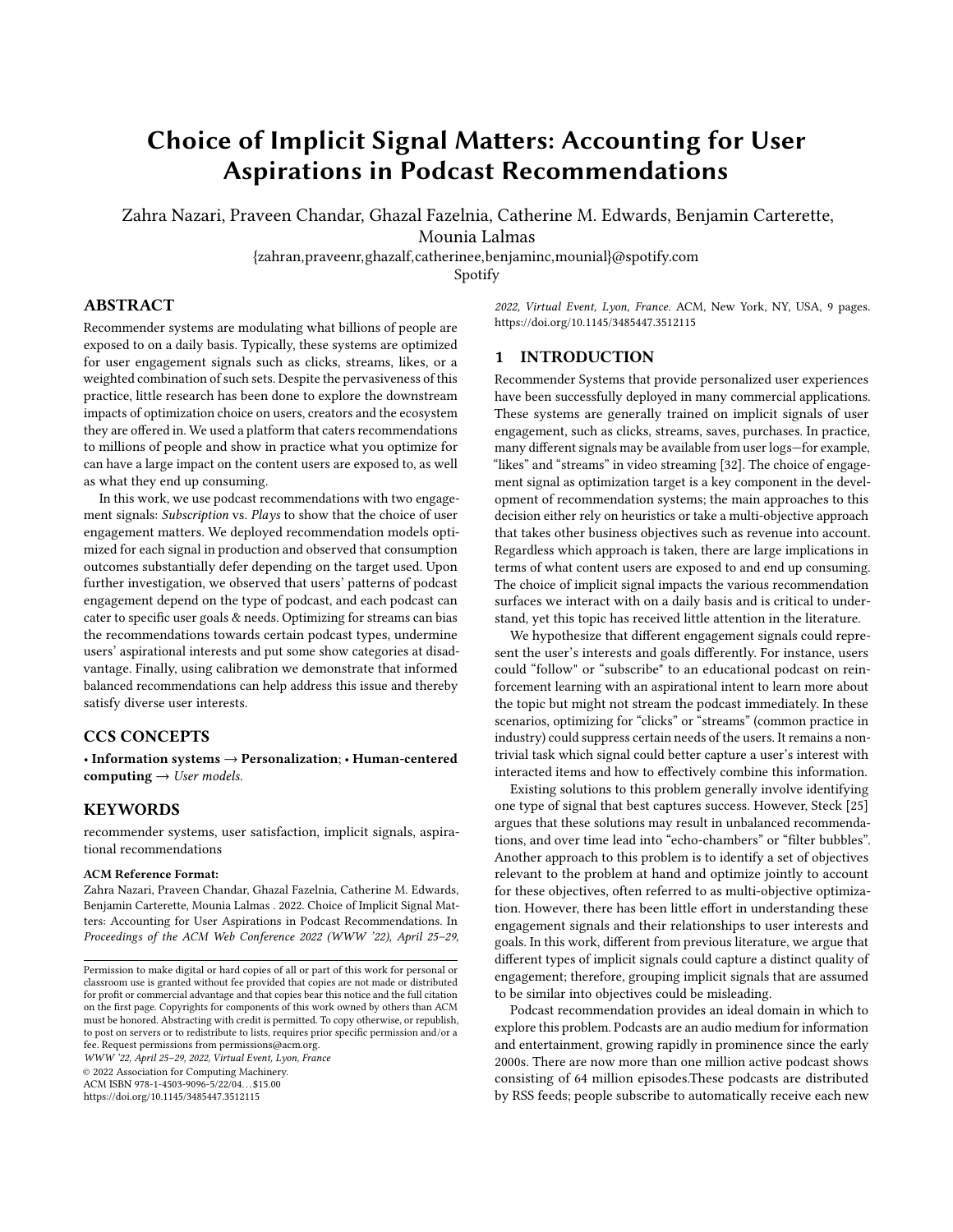# Choice of Implicit Signal Matters: Accounting for User Aspirations in Podcast Recommendations

Zahra Nazari, Praveen Chandar, Ghazal Fazelnia, Catherine M. Edwards, Benjamin Carterette, Mounia Lalmas

{zahran,praveenr,ghazalf,catherinee,benjaminc,mounial}@spotify.com

Spotify

## ABSTRACT

Recommender systems are modulating what billions of people are exposed to on a daily basis. Typically, these systems are optimized for user engagement signals such as clicks, streams, likes, or a weighted combination of such sets. Despite the pervasiveness of this practice, little research has been done to explore the downstream impacts of optimization choice on users, creators and the ecosystem they are offered in. We used a platform that caters recommendations to millions of people and show in practice what you optimize for can have a large impact on the content users are exposed to, as well as what they end up consuming.

In this work, we use podcast recommendations with two engagement signals: *Subscription* vs. *Plays* to show that the choice of user engagement matters. We deployed recommendation models optimized for each signal in production and observed that consumption outcomes substantially defer depending on the target used. Upon further investigation, we observed that users' patterns of podcast engagement depend on the type of podcast, and each podcast can cater to specific user goals & needs. Optimizing for streams can bias the recommendations towards certain podcast types, undermine users' aspirational interests and put some show categories at disadvantage. Finally, using calibration we demonstrate that informed balanced recommendations can help address this issue and thereby satisfy diverse user interests.

## CCS CONCEPTS

• **Information systems** → **Personalization**; • **Human-centered computing** → *User models*.

## KEYWORDS

recommender systems, user satisfaction, implicit signals, aspirational recommendations

**ACM Reference Format:**
Zahra Nazari, Praveen Chandar, Ghazal Fazelnia, Catherine M. Edwards, Benjamin Carterette, Mounia Lalmas . 2022. Choice of Implicit Signal Matters: Accounting for User Aspirations in Podcast Recommendations. In *Proceedings of the ACM Web Conference 2022 (WWW '22), April 25–29, 2022, Virtual Event, Lyon, France.* ACM, New York, NY, USA, 9 pages. https://doi.org/10.1145/3485447.3512115

Permission to make digital or hard copies of all or part of this work for personal or classroom use is granted without fee provided that copies are not made or distributed for profit or commercial advantage and that copies bear this notice and the full citation on the first page. Copyrights for components of this work owned by others than ACM must be honored. Abstracting with credit is permitted. To copy otherwise, or republish, to post on servers or to redistribute to lists, requires prior specific permission and/or a fee. Request permissions from permissions@acm.org.
*WWW '22, April 25–29, 2022, Virtual Event, Lyon, France*
© 2022 Association for Computing Machinery.
ACM ISBN 978-1-4503-9096-5/22/04...$15.00
https://doi.org/10.1145/3485447.3512115

## 1 INTRODUCTION

Recommender Systems that provide personalized user experiences have been successfully deployed in many commercial applications. These systems are generally trained on implicit signals of user engagement, such as clicks, streams, saves, purchases. In practice, many different signals may be available from user logs—for example, "likes" and "streams" in video streaming [32]. The choice of engagement signal as optimization target is a key component in the development of recommendation systems; the main approaches to this decision either rely on heuristics or take a multi-objective approach that takes other business objectives such as revenue into account. Regardless which approach is taken, there are large implications in terms of what content users are exposed to and end up consuming. The choice of implicit signal impacts the various recommendation surfaces we interact with on a daily basis and is critical to understand, yet this topic has received little attention in the literature.

We hypothesize that different engagement signals could represent the user's interests and goals differently. For instance, users could "follow" or "subscribe" to an educational podcast on reinforcement learning with an aspirational intent to learn more about the topic but might not stream the podcast immediately. In these scenarios, optimizing for "clicks" or "streams" (common practice in industry) could suppress certain needs of the users. It remains a non-trivial task which signal could better capture a user's interest with interacted items and how to effectively combine this information.

Existing solutions to this problem generally involve identifying one type of signal that best captures success. However, Steck [25] argues that these solutions may result in unbalanced recommendations, and over time lead into "echo-chambers" or "filter bubbles". Another approach to this problem is to identify a set of objectives relevant to the problem at hand and optimize jointly to account for these objectives, often referred to as multi-objective optimization. However, there has been little effort in understanding these engagement signals and their relationships to user interests and goals. In this work, different from previous literature, we argue that different types of implicit signals could capture a distinct quality of engagement; therefore, grouping implicit signals that are assumed to be similar into objectives could be misleading.

Podcast recommendation provides an ideal domain in which to explore this problem. Podcasts are an audio medium for information and entertainment, growing rapidly in prominence since the early 2000s. There are now more than one million active podcast shows consisting of 64 million episodes.These podcasts are distributed by RSS feeds; people subscribe to automatically receive each new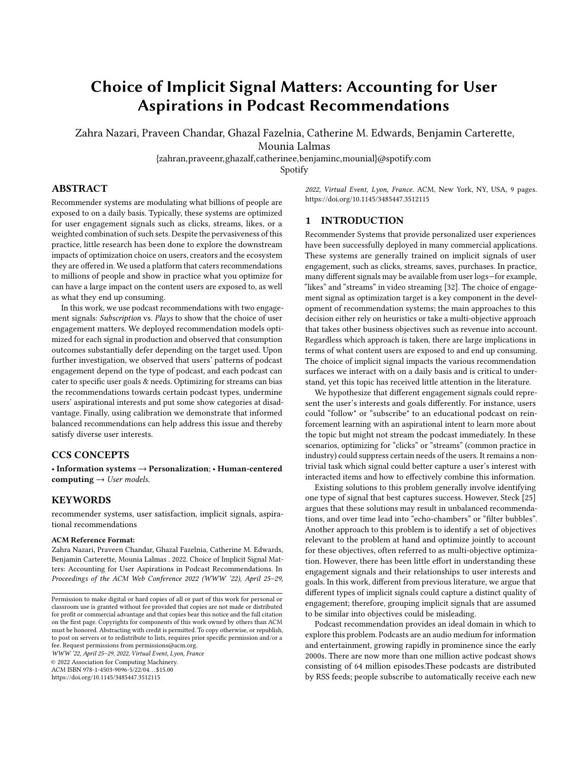# Choice of Implicit Signal Matters: Accounting for User Aspirations in Podcast Recommendations

Zahra Nazari, Praveen Chandar, Ghazal Fazelnia, Catherine M. Edwards, Benjamin Carterette, Mounia Lalmas

{zahran,praveenr,ghazalf,catherinee,benjaminc,mounial}@spotify.com

Spotify

## ABSTRACT

Recommender systems are modulating what billions of people are exposed to on a daily basis. Typically, these systems are optimized for user engagement signals such as clicks, streams, likes, or a weighted combination of such sets. Despite the pervasiveness of this practice, little research has been done to explore the downstream impacts of optimization choice on users, creators and the ecosystem they are offered in. We used a platform that caters recommendations to millions of people and show in practice what you optimize for can have a large impact on the content users are exposed to, as well as what they end up consuming.

In this work, we use podcast recommendations with two engagement signals: *Subscription* vs. *Plays* to show that the choice of user engagement matters. We deployed recommendation models optimized for each signal in production and observed that consumption outcomes substantially defer depending on the target used. Upon further investigation, we observed that users' patterns of podcast engagement depend on the type of podcast, and each podcast can cater to specific user goals & needs. Optimizing for streams can bias the recommendations towards certain podcast types, undermine users' aspirational interests and put some show categories at disadvantage. Finally, using calibration we demonstrate that informed balanced recommendations can help address this issue and thereby satisfy diverse user interests.

## CCS CONCEPTS

• **Information systems** → **Personalization**; • **Human-centered computing** → *User models*.

## KEYWORDS

recommender systems, user satisfaction, implicit signals, aspirational recommendations

**ACM Reference Format:**

Zahra Nazari, Praveen Chandar, Ghazal Fazelnia, Catherine M. Edwards, Benjamin Carterette, Mounia Lalmas . 2022. Choice of Implicit Signal Matters: Accounting for User Aspirations in Podcast Recommendations. In *Proceedings of the ACM Web Conference 2022 (WWW '22), April 25–29, 2022, Virtual Event, Lyon, France.* ACM, New York, NY, USA, 9 pages. https://doi.org/10.1145/3485447.3512115

Permission to make digital or hard copies of all or part of this work for personal or classroom use is granted without fee provided that copies are not made or distributed for profit or commercial advantage and that copies bear this notice and the full citation on the first page. Copyrights for components of this work owned by others than ACM must be honored. Abstracting with credit is permitted. To copy otherwise, or republish, to post on servers or to redistribute to lists, requires prior specific permission and/or a fee. Request permissions from permissions@acm.org.

*WWW '22, April 25–29, 2022, Virtual Event, Lyon, France*

© 2022 Association for Computing Machinery.

ACM ISBN 978-1-4503-9096-5/22/04…$15.00

https://doi.org/10.1145/3485447.3512115

## 1 INTRODUCTION

Recommender Systems that provide personalized user experiences have been successfully deployed in many commercial applications. These systems are generally trained on implicit signals of user engagement, such as clicks, streams, saves, purchases. In practice, many different signals may be available from user logs—for example, "likes" and "streams" in video streaming [32]. The choice of engagement signal as optimization target is a key component in the development of recommendation systems; the main approaches to this decision either rely on heuristics or take a multi-objective approach that takes other business objectives such as revenue into account. Regardless which approach is taken, there are large implications in terms of what content users are exposed to and end up consuming. The choice of implicit signal impacts the various recommendation surfaces we interact with on a daily basis and is critical to understand, yet this topic has received little attention in the literature.

We hypothesize that different engagement signals could represent the user's interests and goals differently. For instance, users could "follow" or "subscribe" to an educational podcast on reinforcement learning with an aspirational intent to learn more about the topic but might not stream the podcast immediately. In these scenarios, optimizing for "clicks" or "streams" (common practice in industry) could suppress certain needs of the users. It remains a non-trivial task which signal could better capture a user's interest with interacted items and how to effectively combine this information.

Existing solutions to this problem generally involve identifying one type of signal that best captures success. However, Steck [25] argues that these solutions may result in unbalanced recommendations, and over time lead into "echo-chambers" or "filter bubbles". Another approach to this problem is to identify a set of objectives relevant to the problem at hand and optimize jointly to account for these objectives, often referred to as multi-objective optimization. However, there has been little effort in understanding these engagement signals and their relationships to user interests and goals. In this work, different from previous literature, we argue that different types of implicit signals could capture a distinct quality of engagement; therefore, grouping implicit signals that are assumed to be similar into objectives could be misleading.

Podcast recommendation provides an ideal domain in which to explore this problem. Podcasts are an audio medium for information and entertainment, growing rapidly in prominence since the early 2000s. There are now more than one million active podcast shows consisting of 64 million episodes.These podcasts are distributed by RSS feeds; people subscribe to automatically receive each new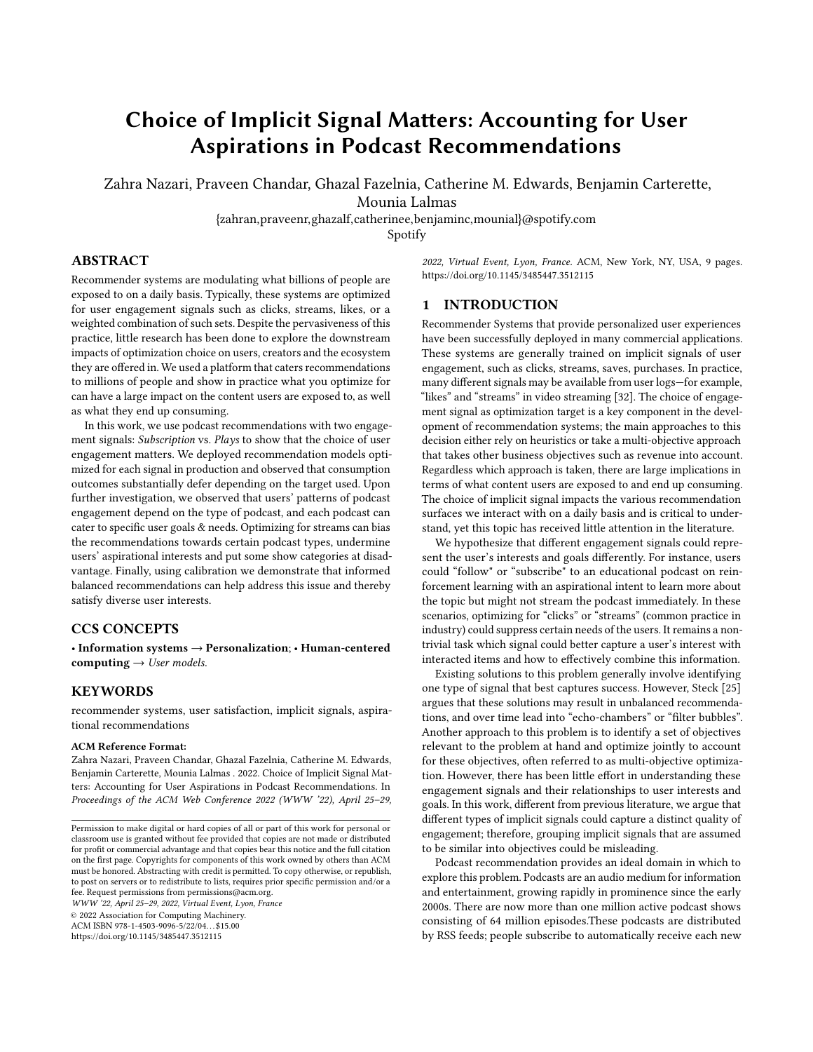# Choice of Implicit Signal Matters: Accounting for User Aspirations in Podcast Recommendations

Zahra Nazari, Praveen Chandar, Ghazal Fazelnia, Catherine M. Edwards, Benjamin Carterette, Mounia Lalmas

{zahran,praveenr,ghazalf,catherinee,benjaminc,mounial}@spotify.com

Spotify

## ABSTRACT

Recommender systems are modulating what billions of people are exposed to on a daily basis. Typically, these systems are optimized for user engagement signals such as clicks, streams, likes, or a weighted combination of such sets. Despite the pervasiveness of this practice, little research has been done to explore the downstream impacts of optimization choice on users, creators and the ecosystem they are offered in. We used a platform that caters recommendations to millions of people and show in practice what you optimize for can have a large impact on the content users are exposed to, as well as what they end up consuming.

In this work, we use podcast recommendations with two engagement signals: *Subscription* vs. *Plays* to show that the choice of user engagement matters. We deployed recommendation models optimized for each signal in production and observed that consumption outcomes substantially defer depending on the target used. Upon further investigation, we observed that users' patterns of podcast engagement depend on the type of podcast, and each podcast can cater to specific user goals & needs. Optimizing for streams can bias the recommendations towards certain podcast types, undermine users' aspirational interests and put some show categories at disadvantage. Finally, using calibration we demonstrate that informed balanced recommendations can help address this issue and thereby satisfy diverse user interests.

## CCS CONCEPTS

• **Information systems** → **Personalization**; • **Human-centered computing** → *User models*.

## KEYWORDS

recommender systems, user satisfaction, implicit signals, aspirational recommendations

**ACM Reference Format:**

Zahra Nazari, Praveen Chandar, Ghazal Fazelnia, Catherine M. Edwards, Benjamin Carterette, Mounia Lalmas . 2022. Choice of Implicit Signal Matters: Accounting for User Aspirations in Podcast Recommendations. In *Proceedings of the ACM Web Conference 2022 (WWW '22), April 25–29, 2022, Virtual Event, Lyon, France.* ACM, New York, NY, USA, 9 pages. https://doi.org/10.1145/3485447.3512115

Permission to make digital or hard copies of all or part of this work for personal or classroom use is granted without fee provided that copies are not made or distributed for profit or commercial advantage and that copies bear this notice and the full citation on the first page. Copyrights for components of this work owned by others than ACM must be honored. Abstracting with credit is permitted. To copy otherwise, or republish, to post on servers or to redistribute to lists, requires prior specific permission and/or a fee. Request permissions from permissions@acm.org.

*WWW '22, April 25–29, 2022, Virtual Event, Lyon, France*

© 2022 Association for Computing Machinery.

ACM ISBN 978-1-4503-9096-5/22/04…$15.00

https://doi.org/10.1145/3485447.3512115

## 1 INTRODUCTION

Recommender Systems that provide personalized user experiences have been successfully deployed in many commercial applications. These systems are generally trained on implicit signals of user engagement, such as clicks, streams, saves, purchases. In practice, many different signals may be available from user logs—for example, "likes" and "streams" in video streaming [32]. The choice of engagement signal as optimization target is a key component in the development of recommendation systems; the main approaches to this decision either rely on heuristics or take a multi-objective approach that takes other business objectives such as revenue into account. Regardless which approach is taken, there are large implications in terms of what content users are exposed to and end up consuming. The choice of implicit signal impacts the various recommendation surfaces we interact with on a daily basis and is critical to understand, yet this topic has received little attention in the literature.

We hypothesize that different engagement signals could represent the user's interests and goals differently. For instance, users could "follow" or "subscribe" to an educational podcast on reinforcement learning with an aspirational intent to learn more about the topic but might not stream the podcast immediately. In these scenarios, optimizing for "clicks" or "streams" (common practice in industry) could suppress certain needs of the users. It remains a non-trivial task which signal could better capture a user's interest with interacted items and how to effectively combine this information.

Existing solutions to this problem generally involve identifying one type of signal that best captures success. However, Steck [25] argues that these solutions may result in unbalanced recommendations, and over time lead into "echo-chambers" or "filter bubbles". Another approach to this problem is to identify a set of objectives relevant to the problem at hand and optimize jointly to account for these objectives, often referred to as multi-objective optimization. However, there has been little effort in understanding these engagement signals and their relationships to user interests and goals. In this work, different from previous literature, we argue that different types of implicit signals could capture a distinct quality of engagement; therefore, grouping implicit signals that are assumed to be similar into objectives could be misleading.

Podcast recommendation provides an ideal domain in which to explore this problem. Podcasts are an audio medium for information and entertainment, growing rapidly in prominence since the early 2000s. There are now more than one million active podcast shows consisting of 64 million episodes.These podcasts are distributed by RSS feeds; people subscribe to automatically receive each new